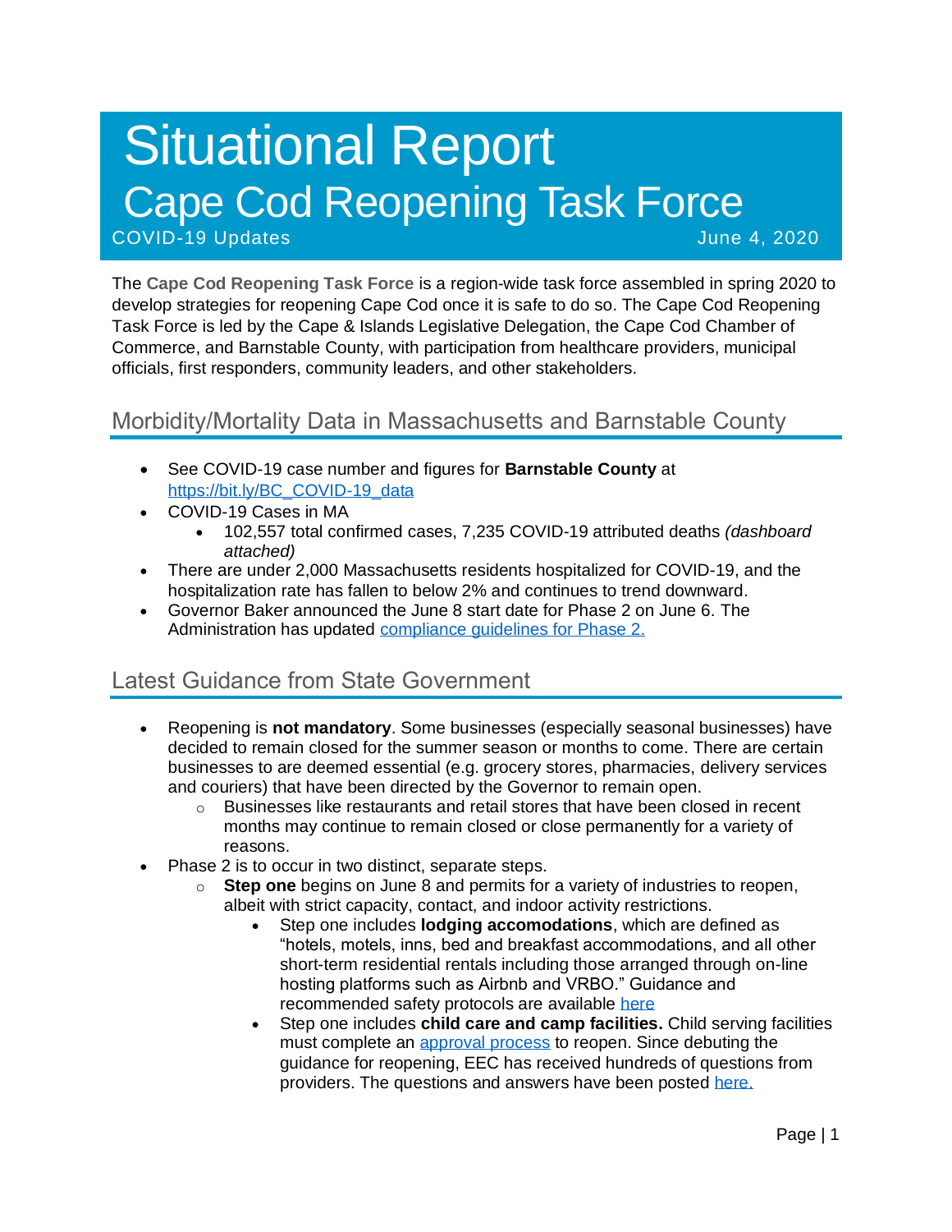# Situational Report

# Cape Cod Reopening Task Force

COVID-19 Updates June 4, 2020

The **Cape Cod Reopening Task Force** is a region-wide task force assembled in spring 2020 to develop strategies for reopening Cape Cod once it is safe to do so. The Cape Cod Reopening Task Force is led by the Cape & Islands Legislative Delegation, the Cape Cod Chamber of Commerce, and Barnstable County, with participation from healthcare providers, municipal officials, first responders, community leaders, and other stakeholders.

## Morbidity/Mortality Data in Massachusetts and Barnstable County

- See COVID-19 case number and figures for **Barnstable County** at [https://bit.ly/BC_COVID-19_data](https://bit.ly/BC_COVID-19_data)
- COVID-19 Cases in MA
  - 102,557 total confirmed cases, 7,235 COVID-19 attributed deaths *(dashboard attached)*
- There are under 2,000 Massachusetts residents hospitalized for COVID-19, and the hospitalization rate has fallen to below 2% and continues to trend downward.
- Governor Baker announced the June 8 start date for Phase 2 on June 6. The Administration has updated [compliance guidelines for Phase 2.](#)

## Latest Guidance from State Government

- Reopening is **not mandatory**. Some businesses (especially seasonal businesses) have decided to remain closed for the summer season or months to come. There are certain businesses to are deemed essential (e.g. grocery stores, pharmacies, delivery services and couriers) that have been directed by the Governor to remain open.
  - Businesses like restaurants and retail stores that have been closed in recent months may continue to remain closed or close permanently for a variety of reasons.
- Phase 2 is to occur in two distinct, separate steps.
  - **Step one** begins on June 8 and permits for a variety of industries to reopen, albeit with strict capacity, contact, and indoor activity restrictions.
    - Step one includes **lodging accomodations**, which are defined as "hotels, motels, inns, bed and breakfast accommodations, and all other short-term residential rentals including those arranged through on-line hosting platforms such as Airbnb and VRBO." Guidance and recommended safety protocols are available [here](#)
    - Step one includes **child care and camp facilities.** Child serving facilities must complete an [approval process](#) to reopen. Since debuting the guidance for reopening, EEC has received hundreds of questions from providers. The questions and answers have been posted [here.](#)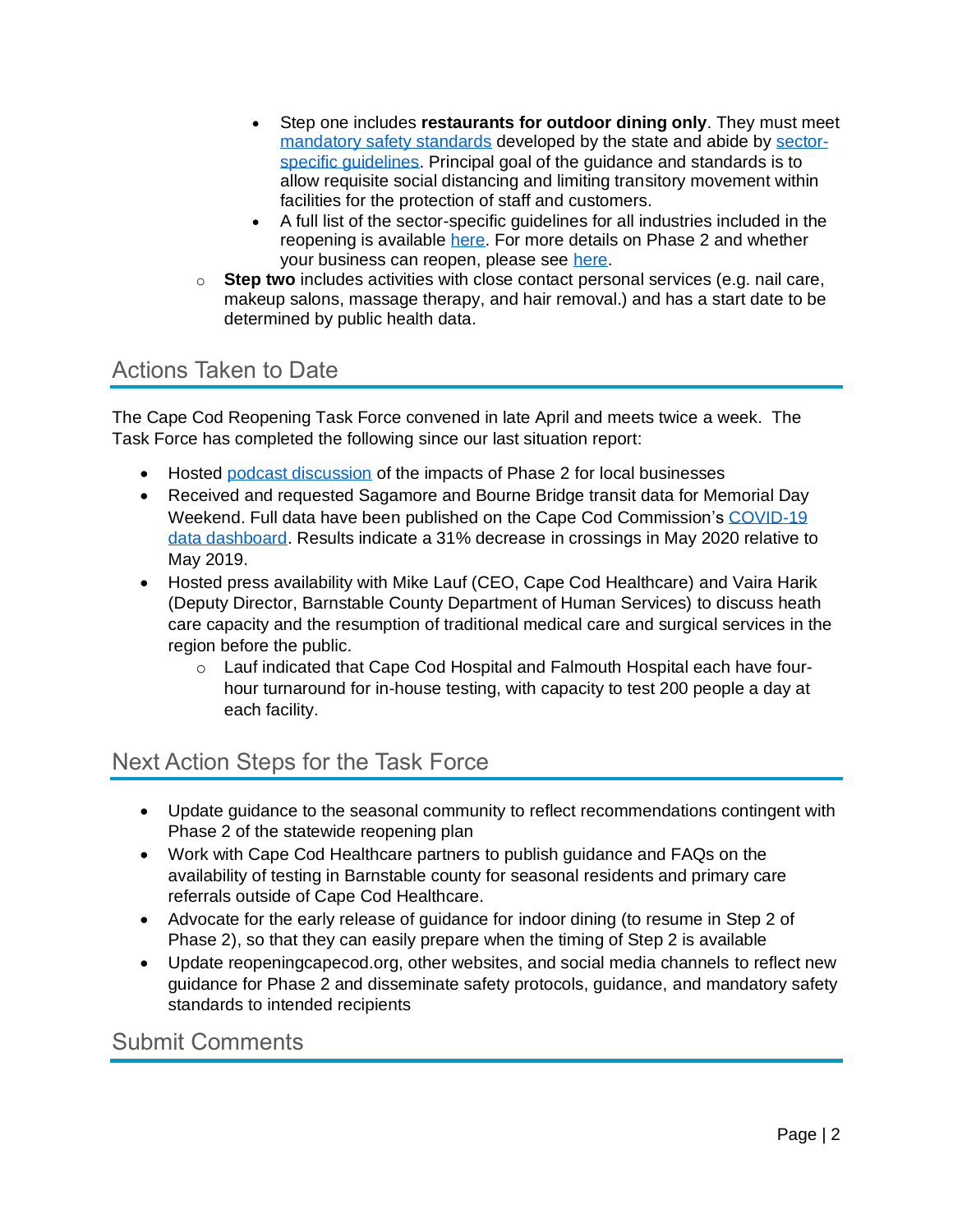- Step one includes **restaurants for outdoor dining only**. They must meet mandatory safety standards developed by the state and abide by sector-specific guidelines. Principal goal of the guidance and standards is to allow requisite social distancing and limiting transitory movement within facilities for the protection of staff and customers.
        - A full list of the sector-specific guidelines for all industries included in the reopening is available here. For more details on Phase 2 and whether your business can reopen, please see here.
    - **Step two** includes activities with close contact personal services (e.g. nail care, makeup salons, massage therapy, and hair removal.) and has a start date to be determined by public health data.

## Actions Taken to Date

The Cape Cod Reopening Task Force convened in late April and meets twice a week. The Task Force has completed the following since our last situation report:

- Hosted podcast discussion of the impacts of Phase 2 for local businesses
- Received and requested Sagamore and Bourne Bridge transit data for Memorial Day Weekend. Full data have been published on the Cape Cod Commission's COVID-19 data dashboard. Results indicate a 31% decrease in crossings in May 2020 relative to May 2019.
- Hosted press availability with Mike Lauf (CEO, Cape Cod Healthcare) and Vaira Harik (Deputy Director, Barnstable County Department of Human Services) to discuss heath care capacity and the resumption of traditional medical care and surgical services in the region before the public.
    - Lauf indicated that Cape Cod Hospital and Falmouth Hospital each have four-hour turnaround for in-house testing, with capacity to test 200 people a day at each facility.

## Next Action Steps for the Task Force

- Update guidance to the seasonal community to reflect recommendations contingent with Phase 2 of the statewide reopening plan
- Work with Cape Cod Healthcare partners to publish guidance and FAQs on the availability of testing in Barnstable county for seasonal residents and primary care referrals outside of Cape Cod Healthcare.
- Advocate for the early release of guidance for indoor dining (to resume in Step 2 of Phase 2), so that they can easily prepare when the timing of Step 2 is available
- Update reopeningcapecod.org, other websites, and social media channels to reflect new guidance for Phase 2 and disseminate safety protocols, guidance, and mandatory safety standards to intended recipients

## Submit Comments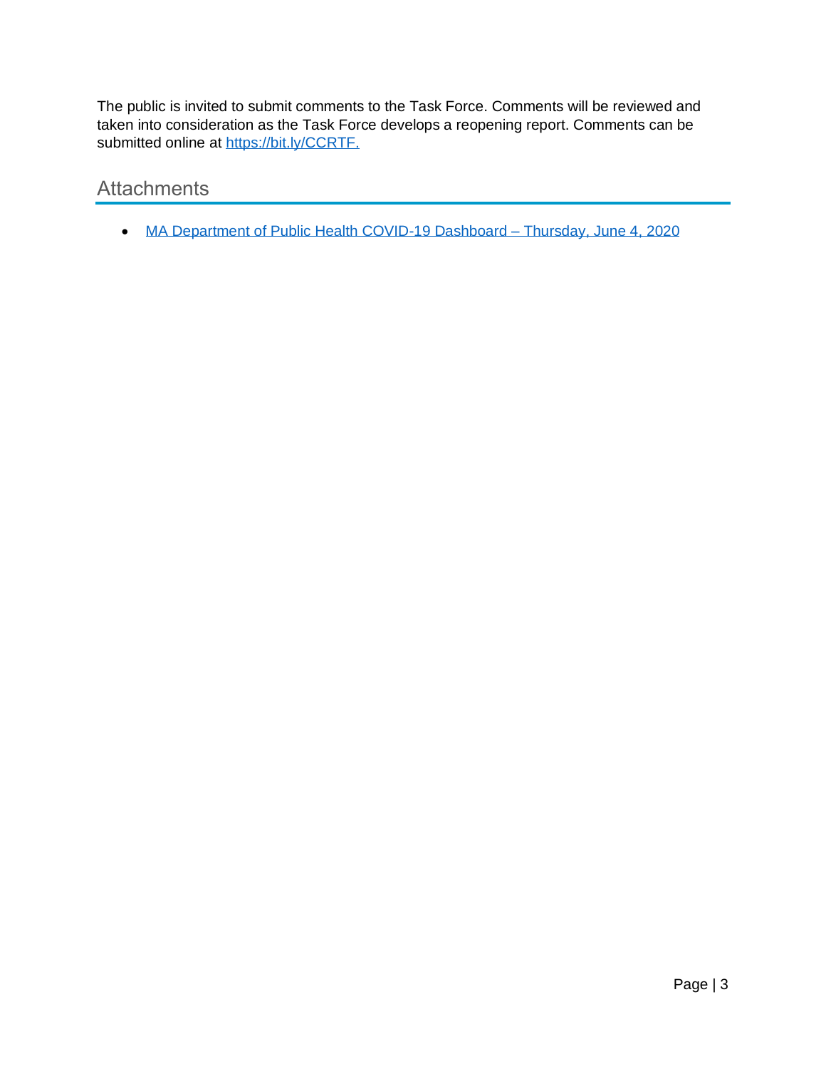The public is invited to submit comments to the Task Force. Comments will be reviewed and taken into consideration as the Task Force develops a reopening report. Comments can be submitted online at [https://bit.ly/CCRTF.](https://bit.ly/CCRTF)

## Attachments

- MA Department of Public Health COVID-19 Dashboard – Thursday, June 4, 2020